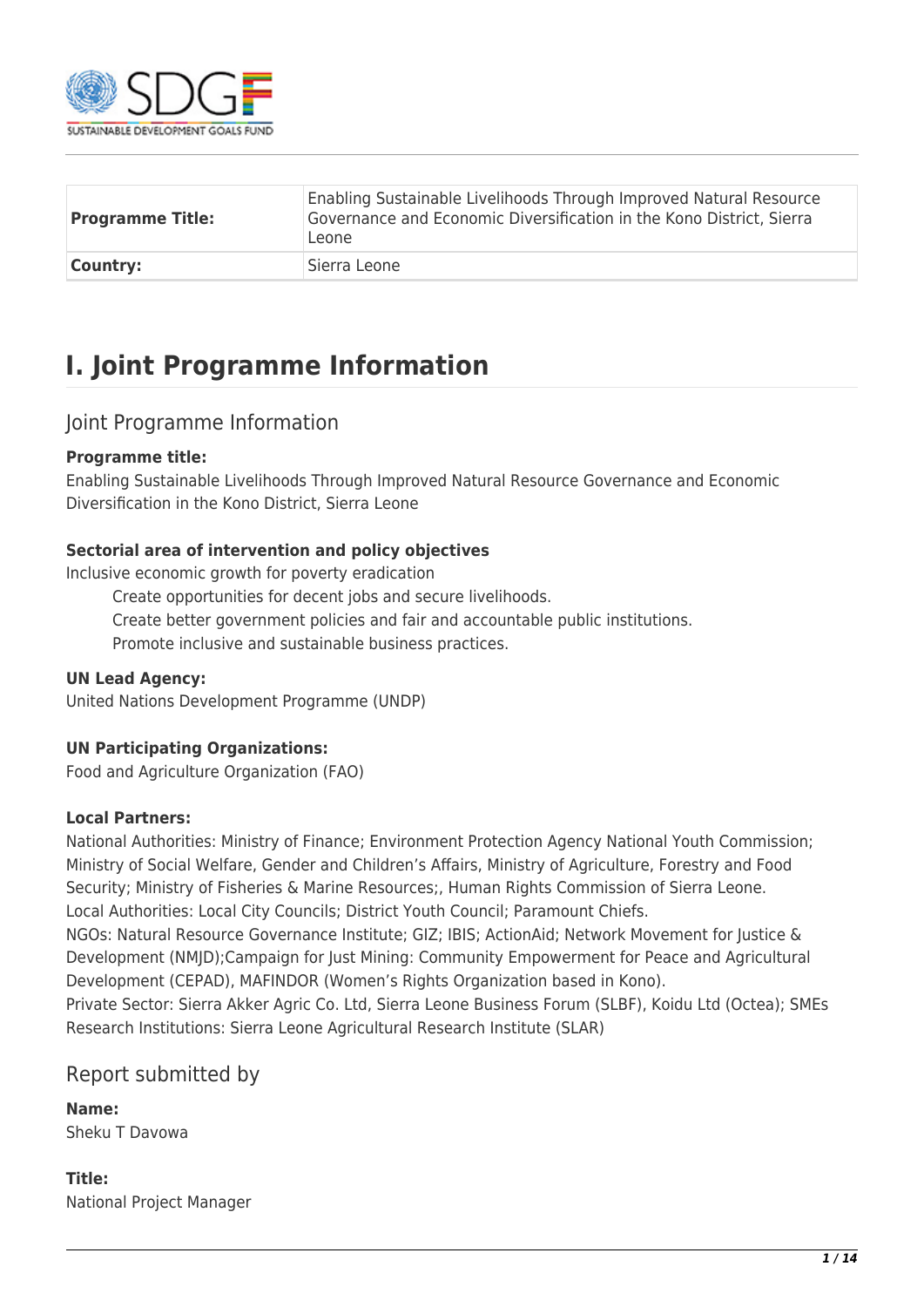| Programme Title: | Enabling Sustainable Livelihoods Through Improved Natural Resource Governance and Economic Diversification in the Kono District, Sierra Leone |
|---|---|
| Country: | Sierra Leone |

# I. Joint Programme Information

## Joint Programme Information

**Programme title:**
Enabling Sustainable Livelihoods Through Improved Natural Resource Governance and Economic Diversification in the Kono District, Sierra Leone

**Sectorial area of intervention and policy objectives**
Inclusive economic growth for poverty eradication

- Create opportunities for decent jobs and secure livelihoods.
- Create better government policies and fair and accountable public institutions.
- Promote inclusive and sustainable business practices.

**UN Lead Agency:**
United Nations Development Programme (UNDP)

**UN Participating Organizations:**
Food and Agriculture Organization (FAO)

**Local Partners:**
National Authorities: Ministry of Finance; Environment Protection Agency National Youth Commission; Ministry of Social Welfare, Gender and Children's Affairs, Ministry of Agriculture, Forestry and Food Security; Ministry of Fisheries & Marine Resources;, Human Rights Commission of Sierra Leone.
Local Authorities: Local City Councils; District Youth Council; Paramount Chiefs.
NGOs: Natural Resource Governance Institute; GIZ; IBIS; ActionAid; Network Movement for Justice & Development (NMJD);Campaign for Just Mining: Community Empowerment for Peace and Agricultural Development (CEPAD), MAFINDOR (Women's Rights Organization based in Kono).
Private Sector: Sierra Akker Agric Co. Ltd, Sierra Leone Business Forum (SLBF), Koidu Ltd (Octea); SMEs
Research Institutions: Sierra Leone Agricultural Research Institute (SLAR)

## Report submitted by

**Name:**
Sheku T Davowa

**Title:**
National Project Manager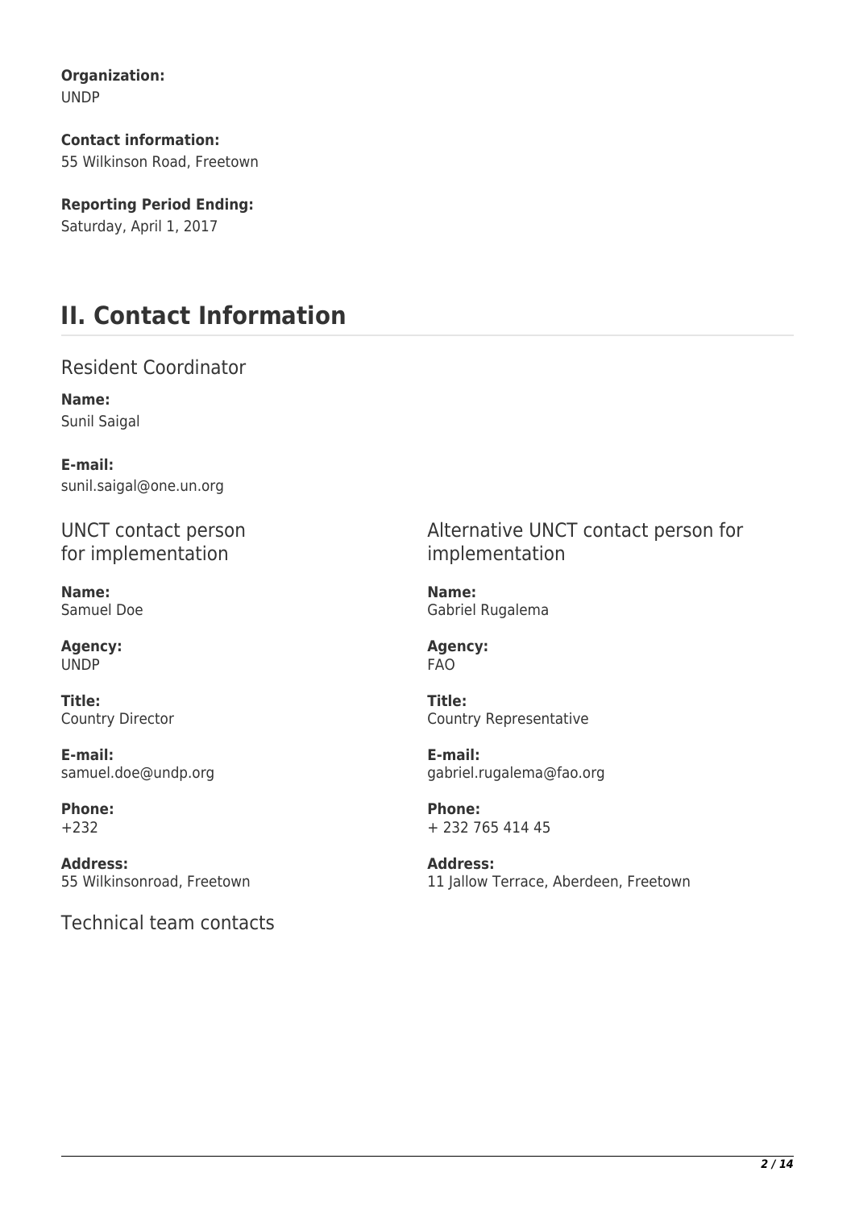**Organization:**
UNDP

**Contact information:**
55 Wilkinson Road, Freetown

**Reporting Period Ending:**
Saturday, April 1, 2017

# II. Contact Information

## Resident Coordinator

**Name:**
Sunil Saigal

**E-mail:**
sunil.saigal@one.un.org

## UNCT contact person for implementation

**Name:**
Samuel Doe

**Agency:**
UNDP

**Title:**
Country Director

**E-mail:**
samuel.doe@undp.org

**Phone:**
+232

**Address:**
55 Wilkinsonroad, Freetown

## Alternative UNCT contact person for implementation

**Name:**
Gabriel Rugalema

**Agency:**
FAO

**Title:**
Country Representative

**E-mail:**
gabriel.rugalema@fao.org

**Phone:**
+ 232 765 414 45

**Address:**
11 Jallow Terrace, Aberdeen, Freetown

## Technical team contacts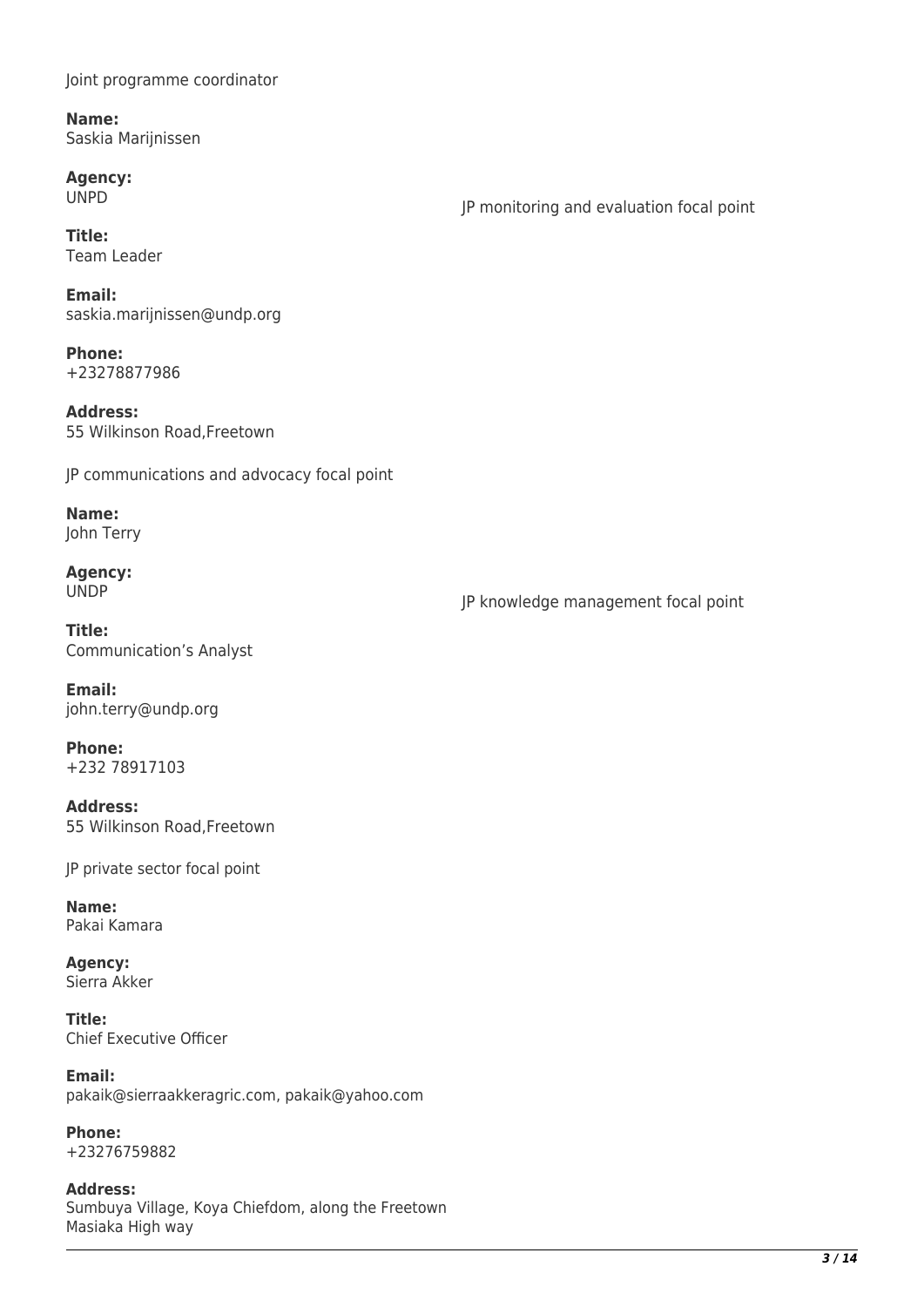Joint programme coordinator

**Name:**
Saskia Marijnissen

**Agency:**
UNPD

**Title:**
Team Leader

**Email:**
saskia.marijnissen@undp.org

**Phone:**
+23278877986

**Address:**
55 Wilkinson Road,Freetown

JP monitoring and evaluation focal point

JP communications and advocacy focal point

**Name:**
John Terry

**Agency:**
UNDP

**Title:**
Communication's Analyst

**Email:**
john.terry@undp.org

**Phone:**
+232 78917103

**Address:**
55 Wilkinson Road,Freetown

JP knowledge management focal point

JP private sector focal point

**Name:**
Pakai Kamara

**Agency:**
Sierra Akker

**Title:**
Chief Executive Officer

**Email:**
pakaik@sierraakkeragric.com, pakaik@yahoo.com

**Phone:**
+23276759882

**Address:**
Sumbuya Village, Koya Chiefdom, along the Freetown Masiaka High way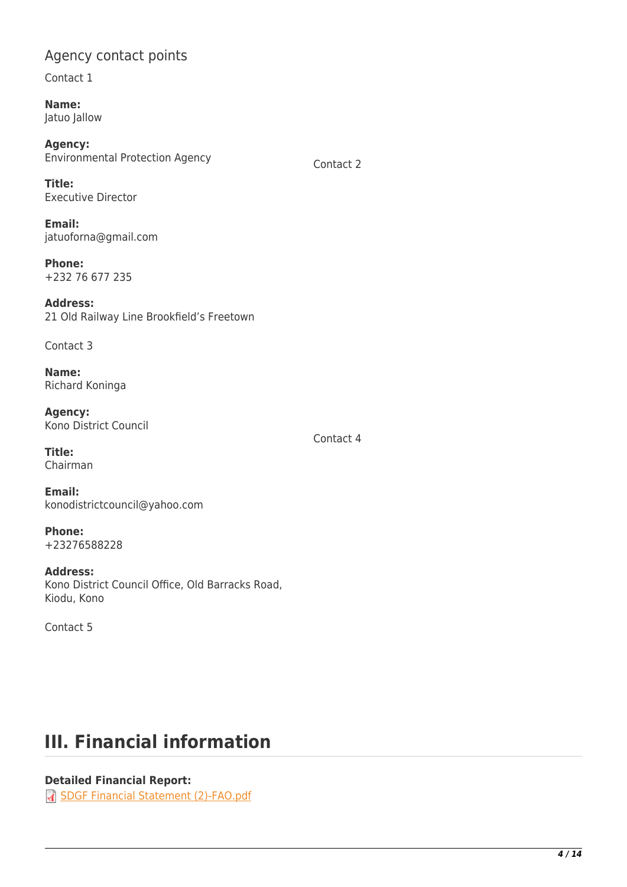## Agency contact points

Contact 1

**Name:**
Jatuo Jallow

**Agency:**
Environmental Protection Agency

**Title:**
Executive Director

**Email:**
jatuoforna@gmail.com

**Phone:**
+232 76 677 235

**Address:**
21 Old Railway Line Brookfield's Freetown

Contact 2

Contact 3

**Name:**
Richard Koninga

**Agency:**
Kono District Council

**Title:**
Chairman

**Email:**
konodistrictcouncil@yahoo.com

**Phone:**
+23276588228

**Address:**
Kono District Council Office, Old Barracks Road, Kiodu, Kono

Contact 4

Contact 5

# III. Financial information

**Detailed Financial Report:**
SDGF Financial Statement (2)-FAO.pdf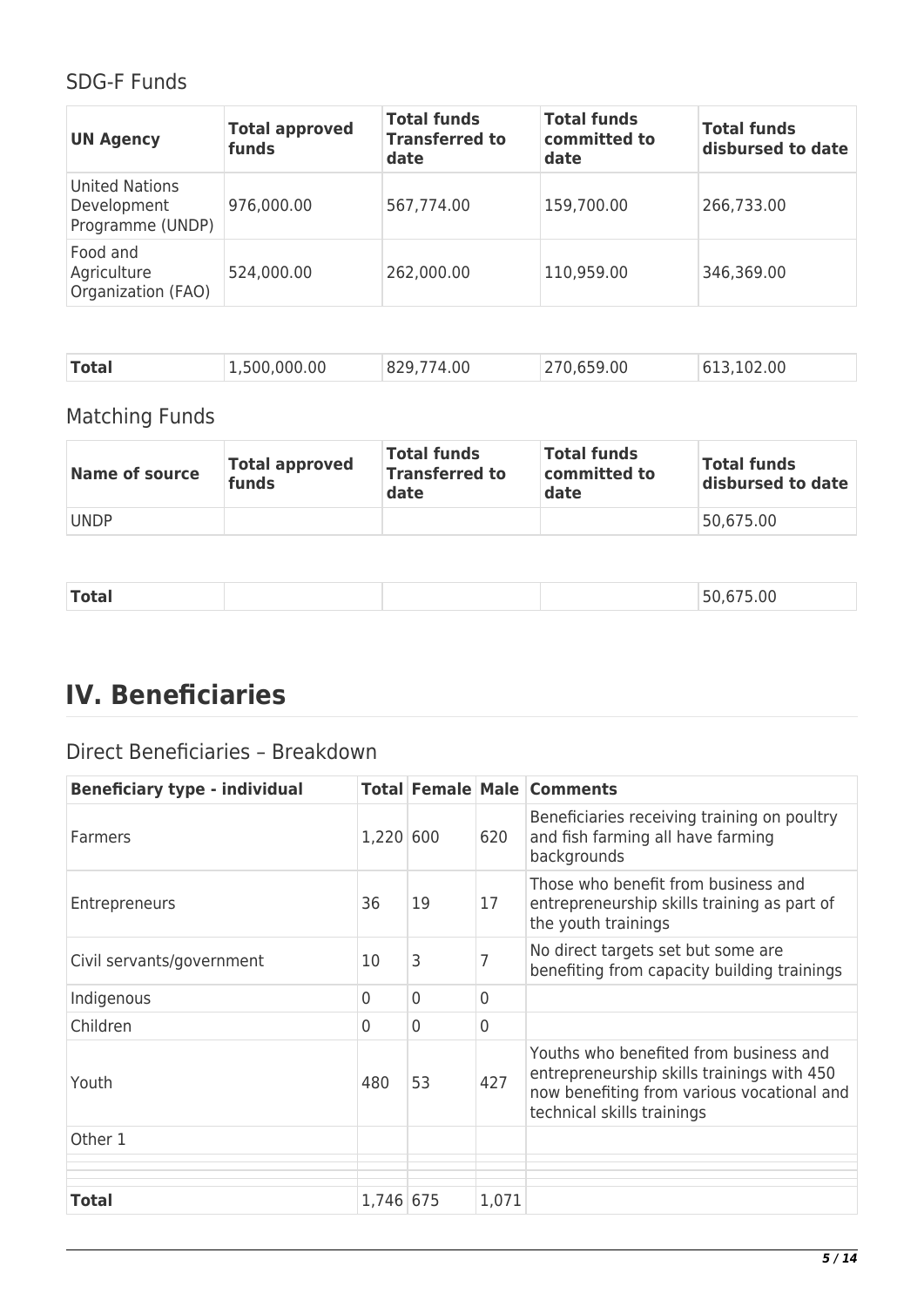## SDG-F Funds

| UN Agency | Total approved funds | Total funds Transferred to date | Total funds committed to date | Total funds disbursed to date |
|---|---|---|---|---|
| United Nations Development Programme (UNDP) | 976,000.00 | 567,774.00 | 159,700.00 | 266,733.00 |
| Food and Agriculture Organization (FAO) | 524,000.00 | 262,000.00 | 110,959.00 | 346,369.00 |
| **Total** | 1,500,000.00 | 829,774.00 | 270,659.00 | 613,102.00 |

## Matching Funds

| Name of source | Total approved funds | Total funds Transferred to date | Total funds committed to date | Total funds disbursed to date |
|---|---|---|---|---|
| UNDP | | | | 50,675.00 |
| **Total** | | | | 50,675.00 |

# IV. Beneficiaries

## Direct Beneficiaries – Breakdown

| Beneficiary type - individual | Total | Female | Male | Comments |
|---|---|---|---|---|
| Farmers | 1,220 | 600 | 620 | Beneficiaries receiving training on poultry and fish farming all have farming backgrounds |
| Entrepreneurs | 36 | 19 | 17 | Those who benefit from business and entrepreneurship skills training as part of the youth trainings |
| Civil servants/government | 10 | 3 | 7 | No direct targets set but some are benefiting from capacity building trainings |
| Indigenous | 0 | 0 | 0 | |
| Children | 0 | 0 | 0 | |
| Youth | 480 | 53 | 427 | Youths who benefited from business and entrepreneurship skills trainings with 450 now benefiting from various vocational and technical skills trainings |
| Other 1 | | | | |
| | | | | |
| | | | | |
| **Total** | 1,746 | 675 | 1,071 | |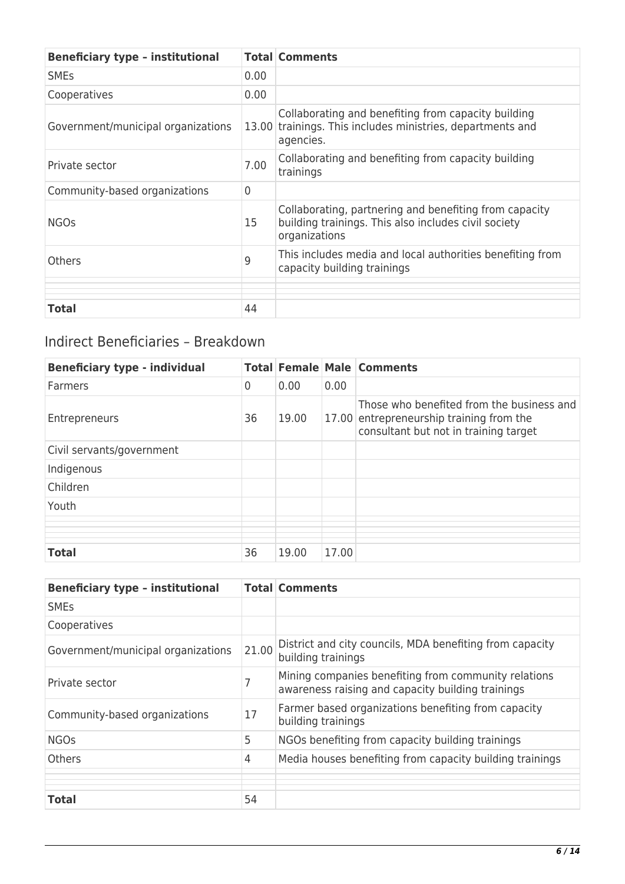| Beneficiary type – institutional | Total | Comments |
|---|---|---|
| SMEs | 0.00 | |
| Cooperatives | 0.00 | |
| Government/municipal organizations | 13.00 | Collaborating and benefiting from capacity building trainings. This includes ministries, departments and agencies. |
| Private sector | 7.00 | Collaborating and benefiting from capacity building trainings |
| Community-based organizations | 0 | |
| NGOs | 15 | Collaborating, partnering and benefiting from capacity building trainings. This also includes civil society organizations |
| Others | 9 | This includes media and local authorities benefiting from capacity building trainings |
| | | |
| | | |
| | | |
| **Total** | 44 | |

## Indirect Beneficiaries – Breakdown

| Beneficiary type - individual | Total | Female | Male | Comments |
|---|---|---|---|---|
| Farmers | 0 | 0.00 | 0.00 | |
| Entrepreneurs | 36 | 19.00 | 17.00 | Those who benefited from the business and entrepreneurship training from the consultant but not in training target |
| Civil servants/government | | | | |
| Indigenous | | | | |
| Children | | | | |
| Youth | | | | |
| | | | | |
| | | | | |
| | | | | |
| **Total** | 36 | 19.00 | 17.00 | |

| Beneficiary type – institutional | Total | Comments |
|---|---|---|
| SMEs | | |
| Cooperatives | | |
| Government/municipal organizations | 21.00 | District and city councils, MDA benefiting from capacity building trainings |
| Private sector | 7 | Mining companies benefiting from community relations awareness raising and capacity building trainings |
| Community-based organizations | 17 | Farmer based organizations benefiting from capacity building trainings |
| NGOs | 5 | NGOs benefiting from capacity building trainings |
| Others | 4 | Media houses benefiting from capacity building trainings |
| | | |
| | | |
| | | |
| **Total** | 54 | |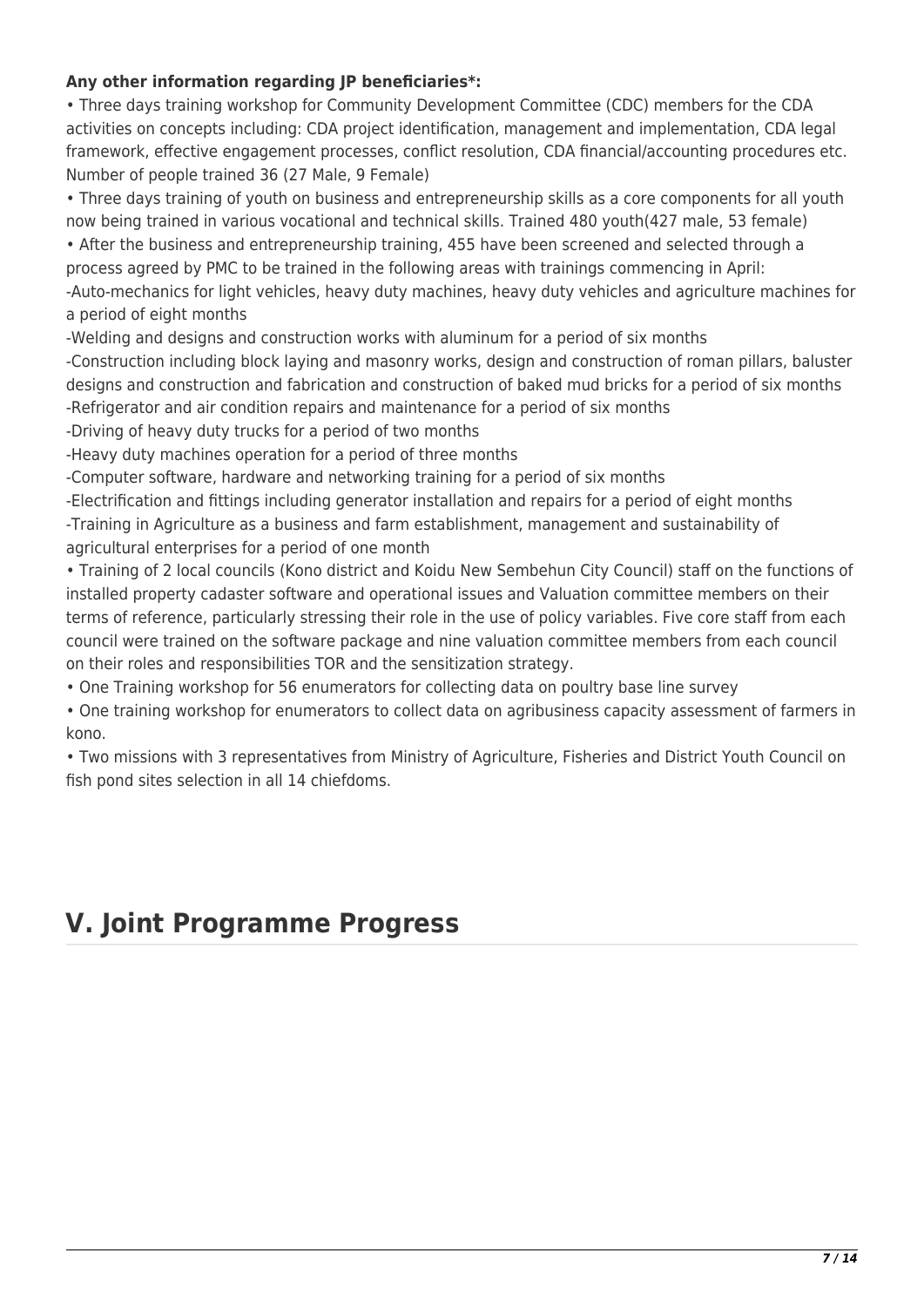**Any other information regarding JP beneficiaries*:**

• Three days training workshop for Community Development Committee (CDC) members for the CDA activities on concepts including: CDA project identification, management and implementation, CDA legal framework, effective engagement processes, conflict resolution, CDA financial/accounting procedures etc. Number of people trained 36 (27 Male, 9 Female)

• Three days training of youth on business and entrepreneurship skills as a core components for all youth now being trained in various vocational and technical skills. Trained 480 youth(427 male, 53 female)

• After the business and entrepreneurship training, 455 have been screened and selected through a process agreed by PMC to be trained in the following areas with trainings commencing in April:

-Auto-mechanics for light vehicles, heavy duty machines, heavy duty vehicles and agriculture machines for a period of eight months

-Welding and designs and construction works with aluminum for a period of six months

-Construction including block laying and masonry works, design and construction of roman pillars, baluster designs and construction and fabrication and construction of baked mud bricks for a period of six months

-Refrigerator and air condition repairs and maintenance for a period of six months

-Driving of heavy duty trucks for a period of two months

-Heavy duty machines operation for a period of three months

-Computer software, hardware and networking training for a period of six months

-Electrification and fittings including generator installation and repairs for a period of eight months

-Training in Agriculture as a business and farm establishment, management and sustainability of agricultural enterprises for a period of one month

• Training of 2 local councils (Kono district and Koidu New Sembehun City Council) staff on the functions of installed property cadaster software and operational issues and Valuation committee members on their terms of reference, particularly stressing their role in the use of policy variables. Five core staff from each council were trained on the software package and nine valuation committee members from each council on their roles and responsibilities TOR and the sensitization strategy.

• One Training workshop for 56 enumerators for collecting data on poultry base line survey

• One training workshop for enumerators to collect data on agribusiness capacity assessment of farmers in kono.

• Two missions with 3 representatives from Ministry of Agriculture, Fisheries and District Youth Council on fish pond sites selection in all 14 chiefdoms.

# V. Joint Programme Progress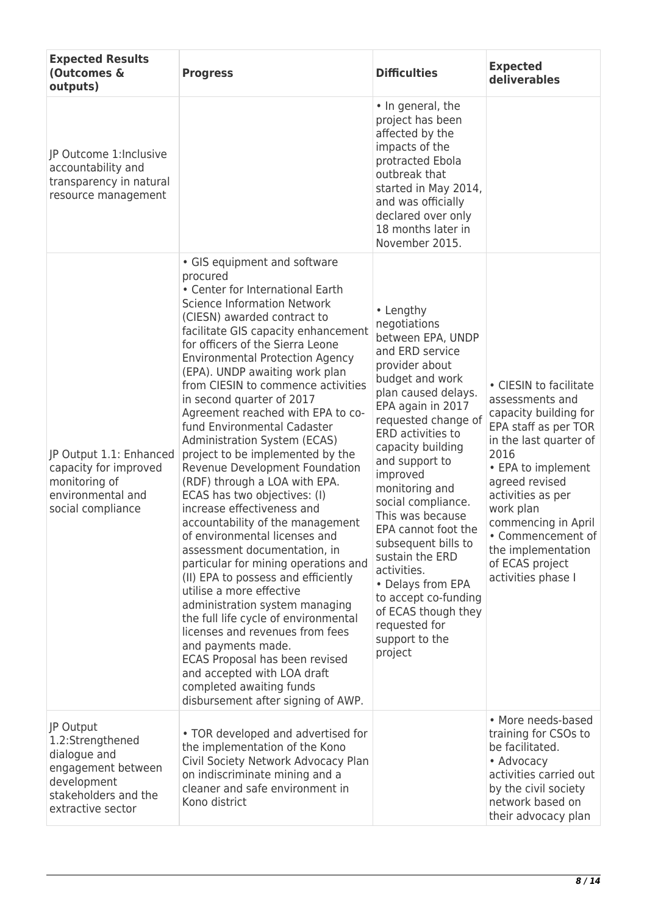| Expected Results (Outcomes & outputs) | Progress | Difficulties | Expected deliverables |
|---|---|---|---|
| JP Outcome 1:Inclusive accountability and transparency in natural resource management | | • In general, the project has been affected by the impacts of the protracted Ebola outbreak that started in May 2014, and was officially declared over only 18 months later in November 2015. | |
| JP Output 1.1: Enhanced capacity for improved monitoring of environmental and social compliance | • GIS equipment and software procured<br>• Center for International Earth Science Information Network (CIESN) awarded contract to facilitate GIS capacity enhancement for officers of the Sierra Leone Environmental Protection Agency (EPA). UNDP awaiting work plan from CIESIN to commence activities in second quarter of 2017<br>Agreement reached with EPA to co-fund Environmental Cadaster Administration System (ECAS) project to be implemented by the Revenue Development Foundation (RDF) through a LOA with EPA. ECAS has two objectives: (I) increase effectiveness and accountability of the management of environmental licenses and assessment documentation, in particular for mining operations and (II) EPA to possess and efficiently utilise a more effective administration system managing the full life cycle of environmental licenses and revenues from fees and payments made.<br>ECAS Proposal has been revised and accepted with LOA draft completed awaiting funds disbursement after signing of AWP. | • Lengthy negotiations between EPA, UNDP and ERD service provider about budget and work plan caused delays. EPA again in 2017 requested change of ERD activities to capacity building and support to improved monitoring and social compliance. This was because EPA cannot foot the subsequent bills to sustain the ERD activities.<br>• Delays from EPA to accept co-funding of ECAS though they requested for support to the project | • CIESIN to facilitate assessments and capacity building for EPA staff as per TOR in the last quarter of 2016<br>• EPA to implement agreed revised activities as per work plan commencing in April<br>• Commencement of the implementation of ECAS project activities phase I |
| JP Output 1.2:Strengthened dialogue and engagement between development stakeholders and the extractive sector | • TOR developed and advertised for the implementation of the Kono Civil Society Network Advocacy Plan on indiscriminate mining and a cleaner and safe environment in Kono district | | • More needs-based training for CSOs to be facilitated.<br>• Advocacy activities carried out by the civil society network based on their advocacy plan |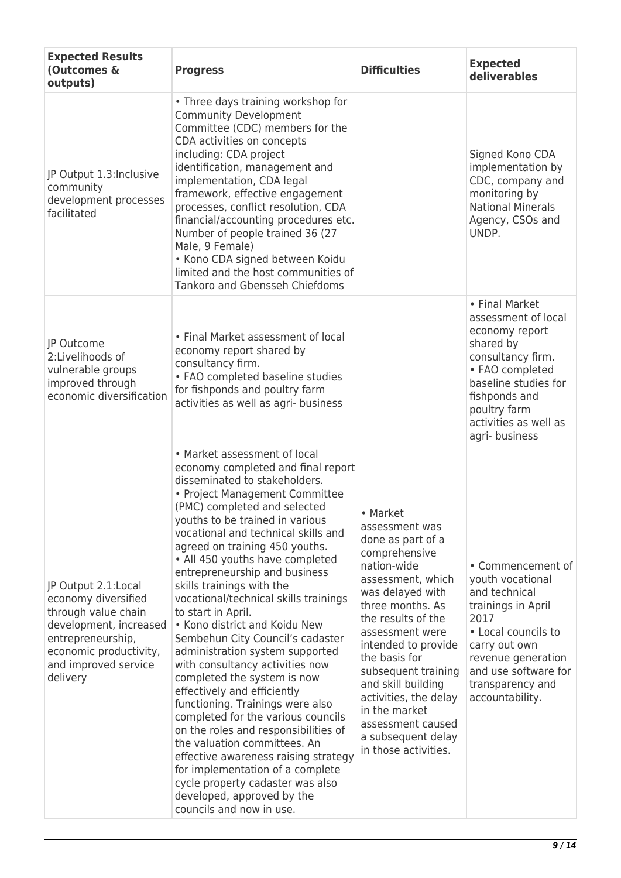| Expected Results (Outcomes & outputs) | Progress | Difficulties | Expected deliverables |
|---|---|---|---|
| JP Output 1.3:Inclusive community development processes facilitated | • Three days training workshop for Community Development Committee (CDC) members for the CDA activities on concepts including: CDA project identification, management and implementation, CDA legal framework, effective engagement processes, conflict resolution, CDA financial/accounting procedures etc. Number of people trained 36 (27 Male, 9 Female)<br>• Kono CDA signed between Koidu limited and the host communities of Tankoro and Gbensseh Chiefdoms | | Signed Kono CDA implementation by CDC, company and monitoring by National Minerals Agency, CSOs and UNDP. |
| JP Outcome 2:Livelihoods of vulnerable groups improved through economic diversification | • Final Market assessment of local economy report shared by consultancy firm.<br>• FAO completed baseline studies for fishponds and poultry farm activities as well as agri- business | | • Final Market assessment of local economy report shared by consultancy firm.<br>• FAO completed baseline studies for fishponds and poultry farm activities as well as agri- business |
| JP Output 2.1:Local economy diversified through value chain development, increased entrepreneurship, economic productivity, and improved service delivery | • Market assessment of local economy completed and final report disseminated to stakeholders.<br>• Project Management Committee (PMC) completed and selected youths to be trained in various vocational and technical skills and agreed on training 450 youths.<br>• All 450 youths have completed entrepreneurship and business skills trainings with the vocational/technical skills trainings to start in April.<br>• Kono district and Koidu New Sembehun City Council's cadaster administration system supported with consultancy activities now completed the system is now effectively and efficiently functioning. Trainings were also completed for the various councils on the roles and responsibilities of the valuation committees. An effective awareness raising strategy for implementation of a complete cycle property cadaster was also developed, approved by the councils and now in use. | • Market assessment was done as part of a comprehensive nation-wide assessment, which was delayed with three months. As the results of the assessment were intended to provide the basis for subsequent training and skill building activities, the delay in the market assessment caused a subsequent delay in those activities. | • Commencement of youth vocational and technical trainings in April 2017<br>• Local councils to carry out own revenue generation and use software for transparency and accountability. |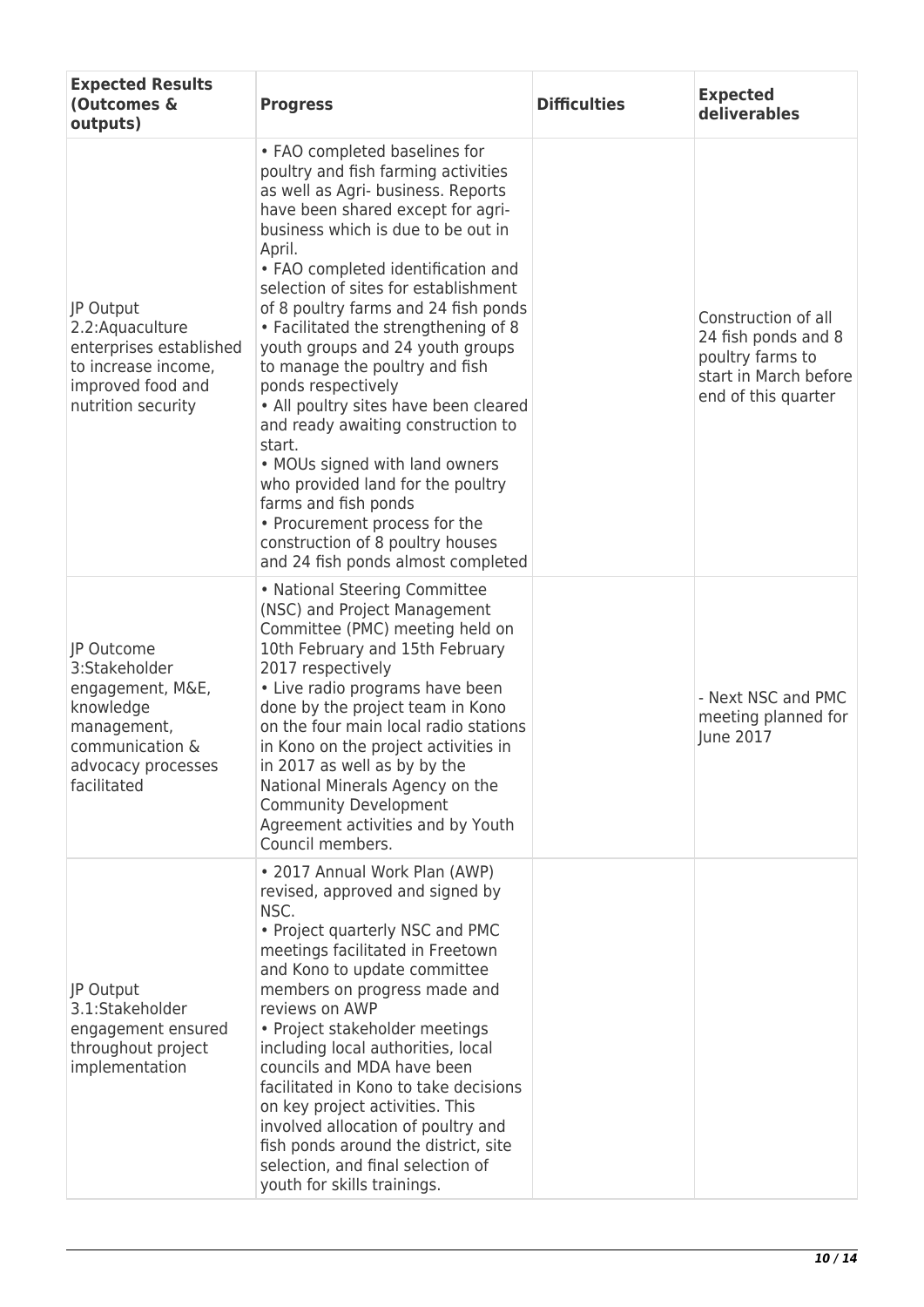| Expected Results (Outcomes & outputs) | Progress | Difficulties | Expected deliverables |
|---|---|---|---|
| JP Output 2.2:Aquaculture enterprises established to increase income, improved food and nutrition security | • FAO completed baselines for poultry and fish farming activities as well as Agri- business. Reports have been shared except for agri-business which is due to be out in April.<br>• FAO completed identification and selection of sites for establishment of 8 poultry farms and 24 fish ponds<br>• Facilitated the strengthening of 8 youth groups and 24 youth groups to manage the poultry and fish ponds respectively<br>• All poultry sites have been cleared and ready awaiting construction to start.<br>• MOUs signed with land owners who provided land for the poultry farms and fish ponds<br>• Procurement process for the construction of 8 poultry houses and 24 fish ponds almost completed | | Construction of all 24 fish ponds and 8 poultry farms to start in March before end of this quarter |
| JP Outcome 3:Stakeholder engagement, M&E, knowledge management, communication & advocacy processes facilitated | • National Steering Committee (NSC) and Project Management Committee (PMC) meeting held on 10th February and 15th February 2017 respectively<br>• Live radio programs have been done by the project team in Kono on the four main local radio stations in Kono on the project activities in 2017 as well as by by the National Minerals Agency on the Community Development Agreement activities and by Youth Council members. | | - Next NSC and PMC meeting planned for June 2017 |
| JP Output 3.1:Stakeholder engagement ensured throughout project implementation | • 2017 Annual Work Plan (AWP) revised, approved and signed by NSC.<br>• Project quarterly NSC and PMC meetings facilitated in Freetown and Kono to update committee members on progress made and reviews on AWP<br>• Project stakeholder meetings including local authorities, local councils and MDA have been facilitated in Kono to take decisions on key project activities. This involved allocation of poultry and fish ponds around the district, site selection, and final selection of youth for skills trainings. | | |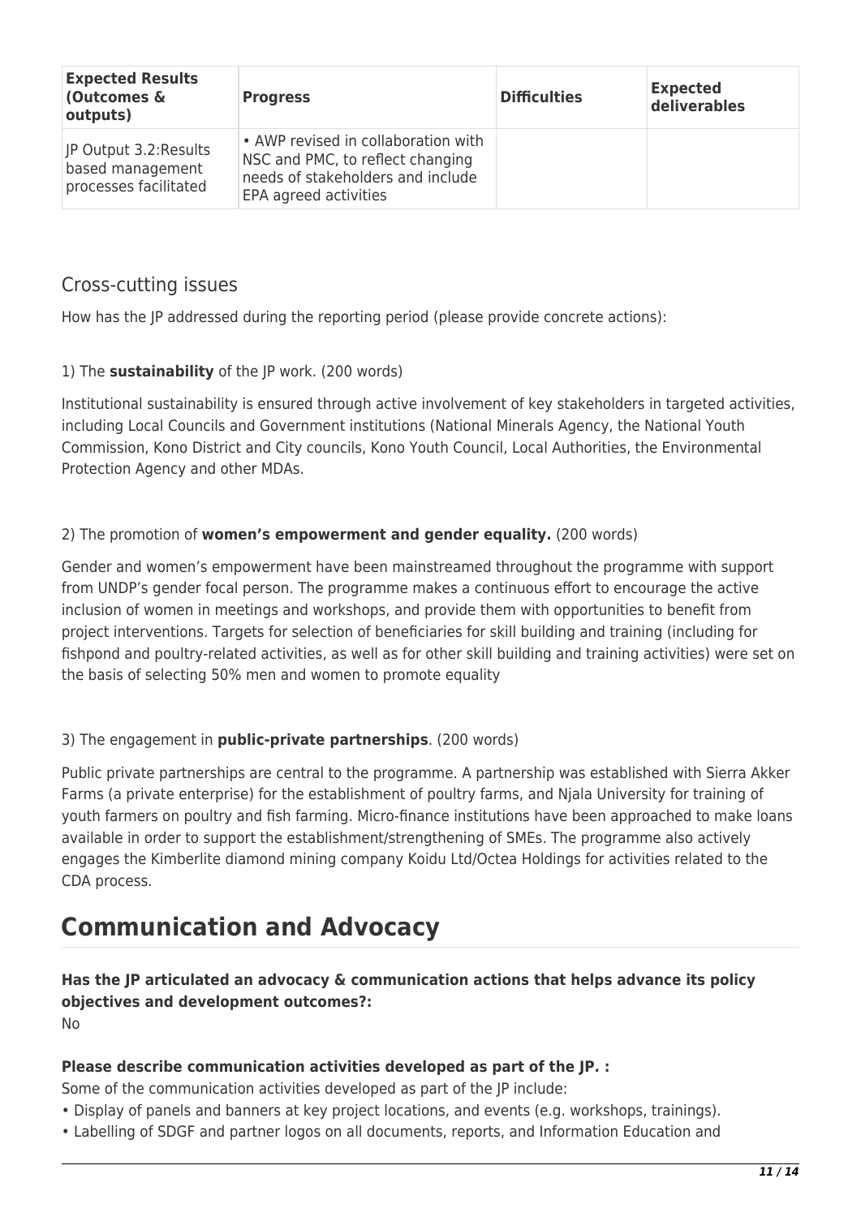| Expected Results (Outcomes & outputs) | Progress | Difficulties | Expected deliverables |
| --- | --- | --- | --- |
| JP Output 3.2:Results based management processes facilitated | • AWP revised in collaboration with NSC and PMC, to reflect changing needs of stakeholders and include EPA agreed activities | | |

## Cross-cutting issues

How has the JP addressed during the reporting period (please provide concrete actions):

1) The **sustainability** of the JP work. (200 words)

Institutional sustainability is ensured through active involvement of key stakeholders in targeted activities, including Local Councils and Government institutions (National Minerals Agency, the National Youth Commission, Kono District and City councils, Kono Youth Council, Local Authorities, the Environmental Protection Agency and other MDAs.

2) The promotion of **women's empowerment and gender equality.** (200 words)

Gender and women's empowerment have been mainstreamed throughout the programme with support from UNDP's gender focal person. The programme makes a continuous effort to encourage the active inclusion of women in meetings and workshops, and provide them with opportunities to benefit from project interventions. Targets for selection of beneficiaries for skill building and training (including for fishpond and poultry-related activities, as well as for other skill building and training activities) were set on the basis of selecting 50% men and women to promote equality

3) The engagement in **public-private partnerships**. (200 words)

Public private partnerships are central to the programme. A partnership was established with Sierra Akker Farms (a private enterprise) for the establishment of poultry farms, and Njala University for training of youth farmers on poultry and fish farming. Micro-finance institutions have been approached to make loans available in order to support the establishment/strengthening of SMEs. The programme also actively engages the Kimberlite diamond mining company Koidu Ltd/Octea Holdings for activities related to the CDA process.

# Communication and Advocacy

**Has the JP articulated an advocacy & communication actions that helps advance its policy objectives and development outcomes?:**
No

**Please describe communication activities developed as part of the JP. :**
Some of the communication activities developed as part of the JP include:
• Display of panels and banners at key project locations, and events (e.g. workshops, trainings).
• Labelling of SDGF and partner logos on all documents, reports, and Information Education and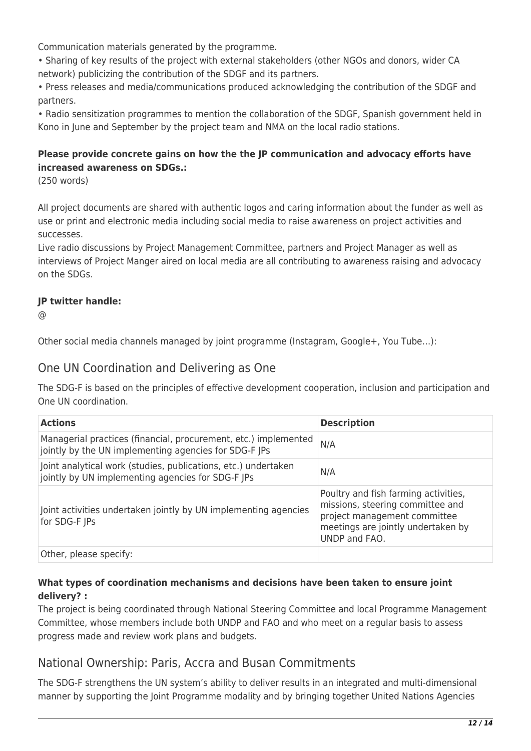Communication materials generated by the programme.

• Sharing of key results of the project with external stakeholders (other NGOs and donors, wider CA network) publicizing the contribution of the SDGF and its partners.

• Press releases and media/communications produced acknowledging the contribution of the SDGF and partners.

• Radio sensitization programmes to mention the collaboration of the SDGF, Spanish government held in Kono in June and September by the project team and NMA on the local radio stations.

**Please provide concrete gains on how the the JP communication and advocacy efforts have increased awareness on SDGs.:**

(250 words)

All project documents are shared with authentic logos and caring information about the funder as well as use or print and electronic media including social media to raise awareness on project activities and successes.

Live radio discussions by Project Management Committee, partners and Project Manager as well as interviews of Project Manger aired on local media are all contributing to awareness raising and advocacy on the SDGs.

**JP twitter handle:**

@

Other social media channels managed by joint programme (Instagram, Google+, You Tube…):

## One UN Coordination and Delivering as One

The SDG-F is based on the principles of effective development cooperation, inclusion and participation and One UN coordination.

| **Actions** | **Description** |
|---|---|
| Managerial practices (financial, procurement, etc.) implemented jointly by the UN implementing agencies for SDG-F JPs | N/A |
| Joint analytical work (studies, publications, etc.) undertaken jointly by UN implementing agencies for SDG-F JPs | N/A |
| Joint activities undertaken jointly by UN implementing agencies for SDG-F JPs | Poultry and fish farming activities, missions, steering committee and project management committee meetings are jointly undertaken by UNDP and FAO. |
| Other, please specify: | |

**What types of coordination mechanisms and decisions have been taken to ensure joint delivery? :**

The project is being coordinated through National Steering Committee and local Programme Management Committee, whose members include both UNDP and FAO and who meet on a regular basis to assess progress made and review work plans and budgets.

## National Ownership: Paris, Accra and Busan Commitments

The SDG-F strengthens the UN system's ability to deliver results in an integrated and multi-dimensional manner by supporting the Joint Programme modality and by bringing together United Nations Agencies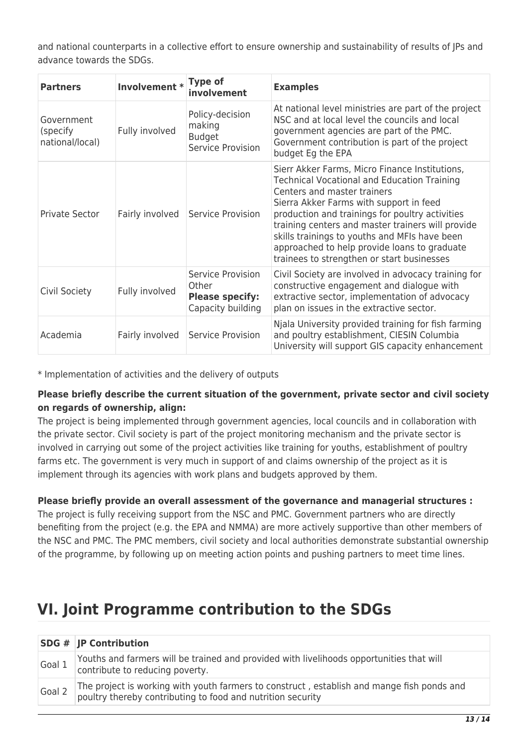and national counterparts in a collective effort to ensure ownership and sustainability of results of JPs and advance towards the SDGs.

| Partners | Involvement * | Type of involvement | Examples |
| --- | --- | --- | --- |
| Government (specify national/local) | Fully involved | Policy-decision making<br>Budget<br>Service Provision | At national level ministries are part of the project NSC and at local level the councils and local government agencies are part of the PMC. Government contribution is part of the project budget Eg the EPA |
| Private Sector | Fairly involved | Service Provision | Sierr Akker Farms, Micro Finance Institutions, Technical Vocational and Education Training Centers and master trainers<br>Sierra Akker Farms with support in feed production and trainings for poultry activities training centers and master trainers will provide skills trainings to youths and MFIs have been approached to help provide loans to graduate trainees to strengthen or start businesses |
| Civil Society | Fully involved | Service Provision<br>Other<br>**Please specify:** Capacity building | Civil Society are involved in advocacy training for constructive engagement and dialogue with extractive sector, implementation of advocacy plan on issues in the extractive sector. |
| Academia | Fairly involved | Service Provision | Njala University provided training for fish farming and poultry establishment, CIESIN Columbia University will support GIS capacity enhancement |

* Implementation of activities and the delivery of outputs

**Please briefly describe the current situation of the government, private sector and civil society on regards of ownership, align:**
The project is being implemented through government agencies, local councils and in collaboration with the private sector. Civil society is part of the project monitoring mechanism and the private sector is involved in carrying out some of the project activities like training for youths, establishment of poultry farms etc. The government is very much in support of and claims ownership of the project as it is implement through its agencies with work plans and budgets approved by them.

**Please briefly provide an overall assessment of the governance and managerial structures :**
The project is fully receiving support from the NSC and PMC. Government partners who are directly benefiting from the project (e.g. the EPA and NMMA) are more actively supportive than other members of the NSC and PMC. The PMC members, civil society and local authorities demonstrate substantial ownership of the programme, by following up on meeting action points and pushing partners to meet time lines.

# VI. Joint Programme contribution to the SDGs

| SDG # | JP Contribution |
| --- | --- |
| Goal 1 | Youths and farmers will be trained and provided with livelihoods opportunities that will contribute to reducing poverty. |
| Goal 2 | The project is working with youth farmers to construct , establish and mange fish ponds and poultry thereby contributing to food and nutrition security |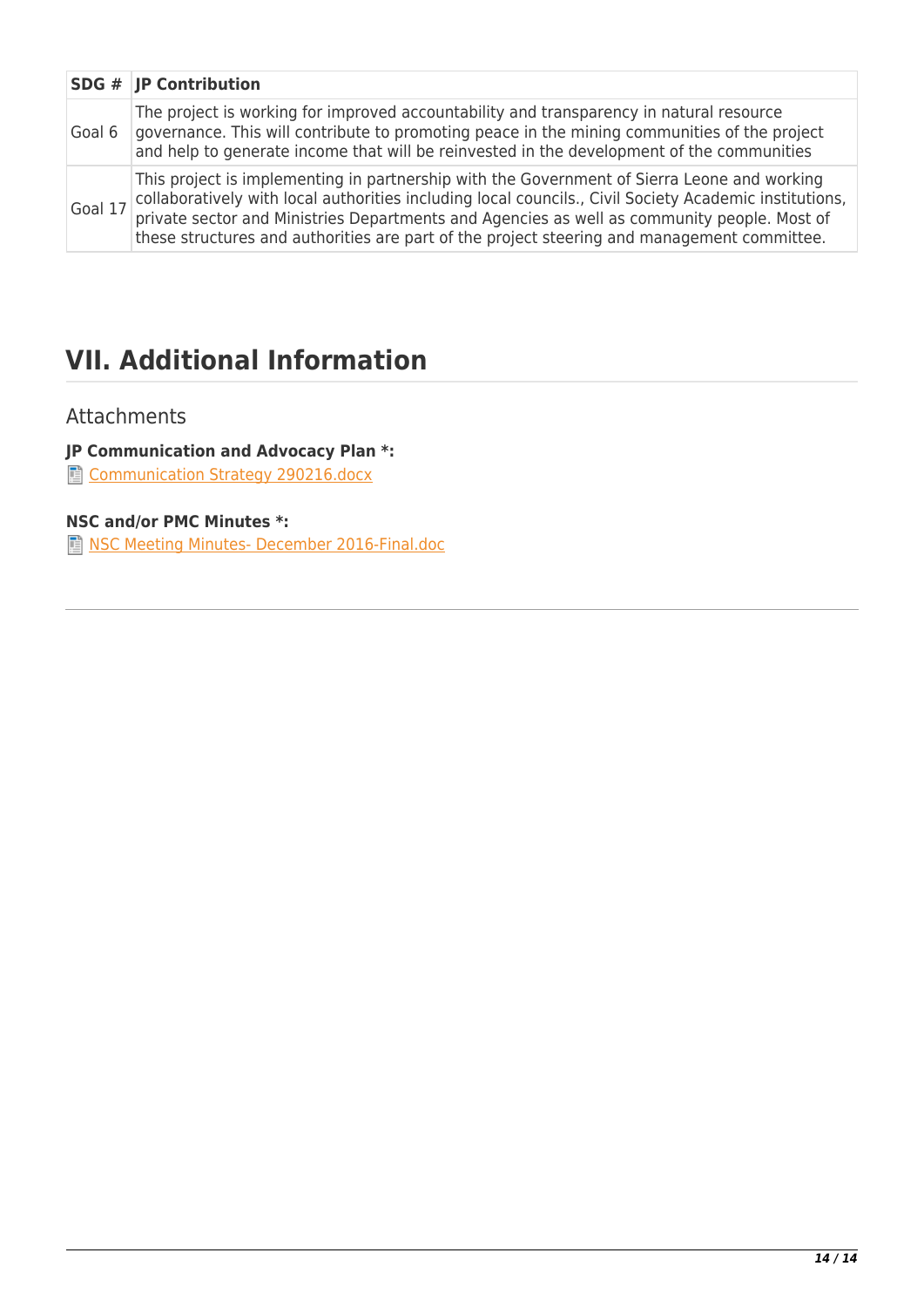| SDG # | JP Contribution |
|---|---|
| Goal 6 | The project is working for improved accountability and transparency in natural resource governance. This will contribute to promoting peace in the mining communities of the project and help to generate income that will be reinvested in the development of the communities |
| Goal 17 | This project is implementing in partnership with the Government of Sierra Leone and working collaboratively with local authorities including local councils., Civil Society Academic institutions, private sector and Ministries Departments and Agencies as well as community people. Most of these structures and authorities are part of the project steering and management committee. |

# VII. Additional Information

## Attachments

**JP Communication and Advocacy Plan *:**
Communication Strategy 290216.docx

**NSC and/or PMC Minutes *:**
NSC Meeting Minutes- December 2016-Final.doc